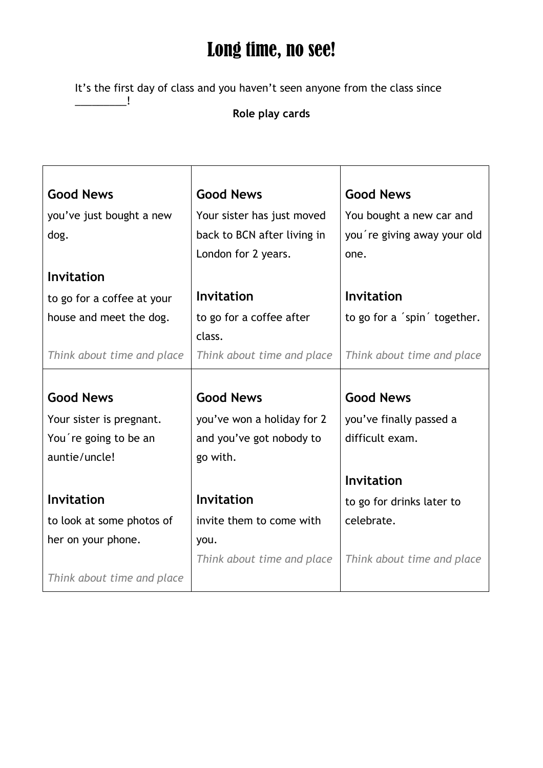# Long time, no see!

It’s the first day of class and you haven’t seen anyone from the class since _________!

**Role play cards**

| | | |
|---|---|---|
| **Good News**<br>you’ve just bought a new dog.<br><br>**Invitation**<br>to go for a coffee at your house and meet the dog.<br><br>*Think about time and place* | **Good News**<br>Your sister has just moved back to BCN after living in London for 2 years.<br><br>**Invitation**<br>to go for a coffee after class.<br><br>*Think about time and place* | **Good News**<br>You bought a new car and you´re giving away your old one.<br><br>**Invitation**<br>to go for a ´spin´ together.<br><br>*Think about time and place* |
| **Good News**<br>Your sister is pregnant. You´re going to be an auntie/uncle!<br><br>**Invitation**<br>to look at some photos of her on your phone.<br><br>*Think about time and place* | **Good News**<br>you’ve won a holiday for 2 and you’ve got nobody to go with.<br><br>**Invitation**<br>invite them to come with you.<br><br>*Think about time and place* | **Good News**<br>you’ve finally passed a difficult exam.<br><br>**Invitation**<br>to go for drinks later to celebrate.<br><br>*Think about time and place* |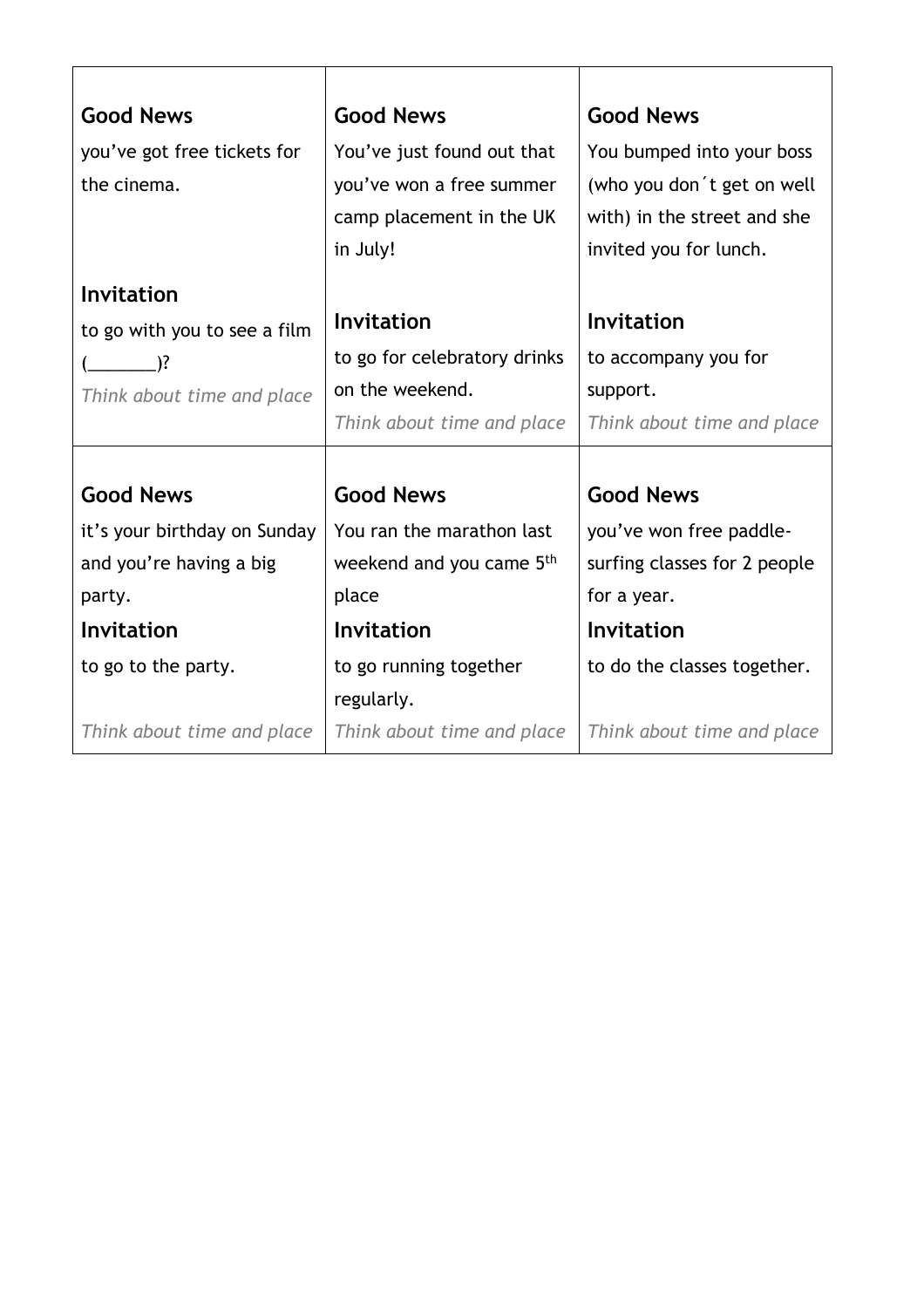| | | |
|---|---|---|
| **Good News**<br>you've got free tickets for the cinema.<br><br>**Invitation**<br>to go with you to see a film (_______)?<br>*Think about time and place* | **Good News**<br>You've just found out that you've won a free summer camp placement in the UK in July!<br><br>**Invitation**<br>to go for celebratory drinks on the weekend.<br>*Think about time and place* | **Good News**<br>You bumped into your boss (who you don´t get on well with) in the street and she invited you for lunch.<br><br>**Invitation**<br>to accompany you for support.<br>*Think about time and place* |
| **Good News**<br>it's your birthday on Sunday and you're having a big party.<br>**Invitation**<br>to go to the party.<br><br>*Think about time and place* | **Good News**<br>You ran the marathon last weekend and you came 5th place<br>**Invitation**<br>to go running together regularly.<br>*Think about time and place* | **Good News**<br>you've won free paddle-surfing classes for 2 people for a year.<br>**Invitation**<br>to do the classes together.<br><br>*Think about time and place* |